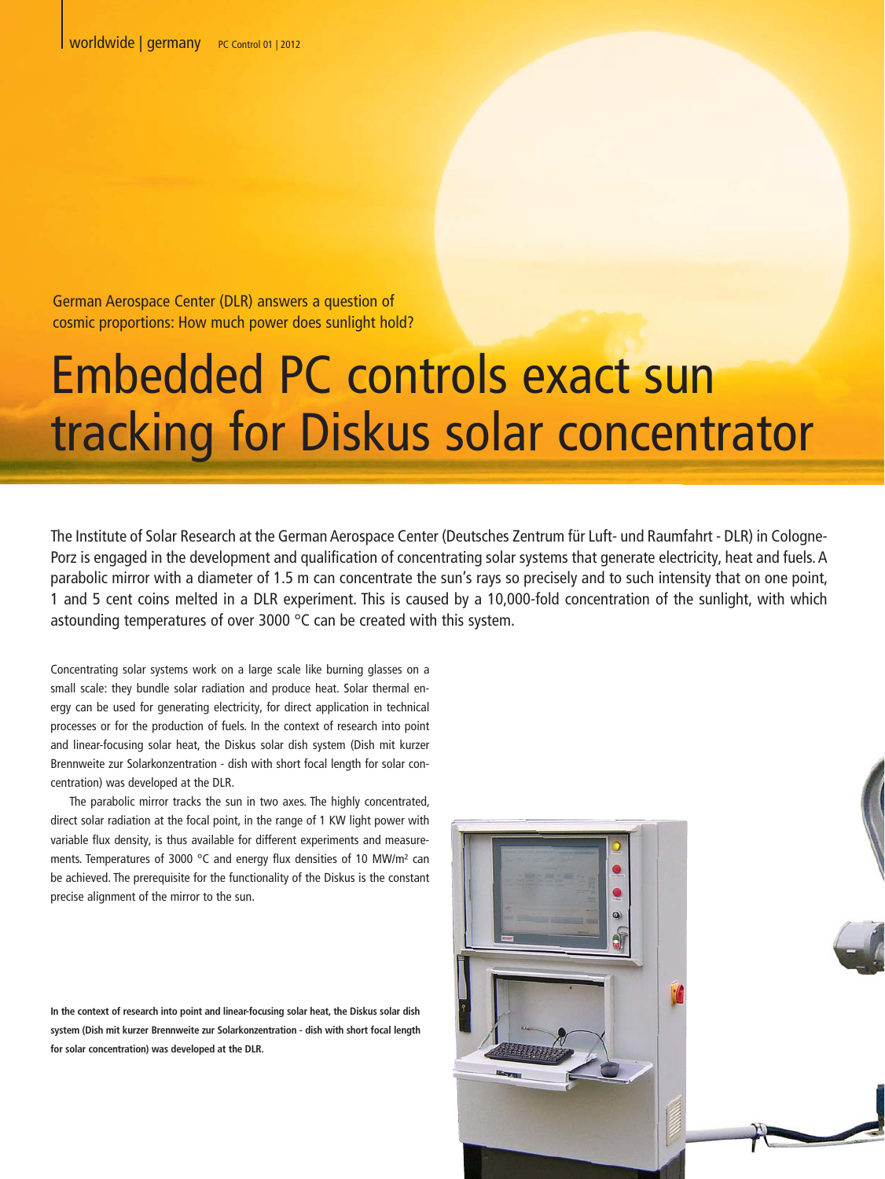German Aerospace Center (DLR) answers a question of cosmic proportions: How much power does sunlight hold?

# Embedded PC controls exact sun tracking for Diskus solar concentrator

The Institute of Solar Research at the German Aerospace Center (Deutsches Zentrum für Luft- und Raumfahrt - DLR) in Cologne-Porz is engaged in the development and qualification of concentrating solar systems that generate electricity, heat and fuels. A parabolic mirror with a diameter of 1.5 m can concentrate the sun's rays so precisely and to such intensity that on one point, 1 and 5 cent coins melted in a DLR experiment. This is caused by a 10,000-fold concentration of the sunlight, with which astounding temperatures of over 3000 °C can be created with this system.

Concentrating solar systems work on a large scale like burning glasses on a small scale: they bundle solar radiation and produce heat. Solar thermal energy can be used for generating electricity, for direct application in technical processes or for the production of fuels. In the context of research into point and linear-focusing solar heat, the Diskus solar dish system (Dish mit kurzer Brennweite zur Solarkonzentration - dish with short focal length for solar concentration) was developed at the DLR.

The parabolic mirror tracks the sun in two axes. The highly concentrated, direct solar radiation at the focal point, in the range of 1 KW light power with variable flux density, is thus available for different experiments and measurements. Temperatures of 3000 °C and energy flux densities of 10 MW/m² can be achieved. The prerequisite for the functionality of the Diskus is the constant precise alignment of the mirror to the sun.

**In the context of research into point and linear-focusing solar heat, the Diskus solar dish system (Dish mit kurzer Brennweite zur Solarkonzentration - dish with short focal length for solar concentration) was developed at the DLR.**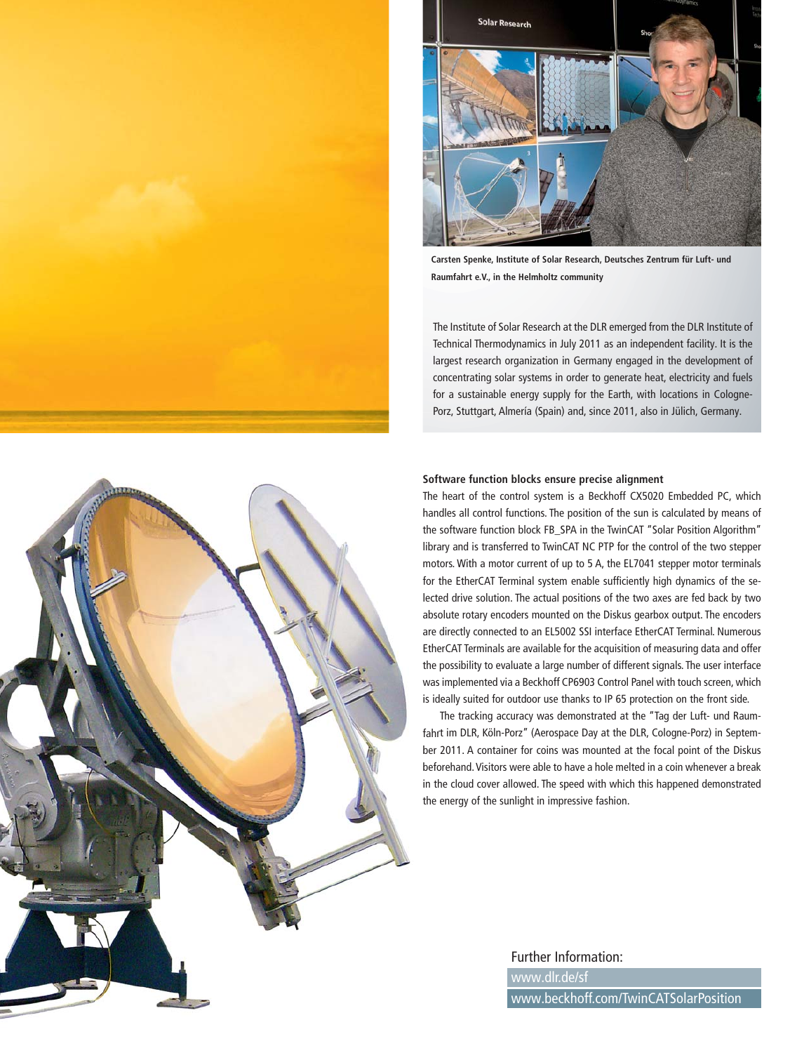Carsten Spenke, Institute of Solar Research, Deutsches Zentrum für Luft- und Raumfahrt e.V., in the Helmholtz community

The Institute of Solar Research at the DLR emerged from the DLR Institute of Technical Thermodynamics in July 2011 as an independent facility. It is the largest research organization in Germany engaged in the development of concentrating solar systems in order to generate heat, electricity and fuels for a sustainable energy supply for the Earth, with locations in Cologne-Porz, Stuttgart, Almería (Spain) and, since 2011, also in Jülich, Germany.

**Software function blocks ensure precise alignment**

The heart of the control system is a Beckhoff CX5020 Embedded PC, which handles all control functions. The position of the sun is calculated by means of the software function block FB_SPA in the TwinCAT "Solar Position Algorithm" library and is transferred to TwinCAT NC PTP for the control of the two stepper motors. With a motor current of up to 5 A, the EL7041 stepper motor terminals for the EtherCAT Terminal system enable sufficiently high dynamics of the selected drive solution. The actual positions of the two axes are fed back by two absolute rotary encoders mounted on the Diskus gearbox output. The encoders are directly connected to an EL5002 SSI interface EtherCAT Terminal. Numerous EtherCAT Terminals are available for the acquisition of measuring data and offer the possibility to evaluate a large number of different signals. The user interface was implemented via a Beckhoff CP6903 Control Panel with touch screen, which is ideally suited for outdoor use thanks to IP 65 protection on the front side.

The tracking accuracy was demonstrated at the "Tag der Luft- und Raumfahrt im DLR, Köln-Porz" (Aerospace Day at the DLR, Cologne-Porz) in September 2011. A container for coins was mounted at the focal point of the Diskus beforehand. Visitors were able to have a hole melted in a coin whenever a break in the cloud cover allowed. The speed with which this happened demonstrated the energy of the sunlight in impressive fashion.

Further Information:
www.dlr.de/sf
www.beckhoff.com/TwinCATSolarPosition